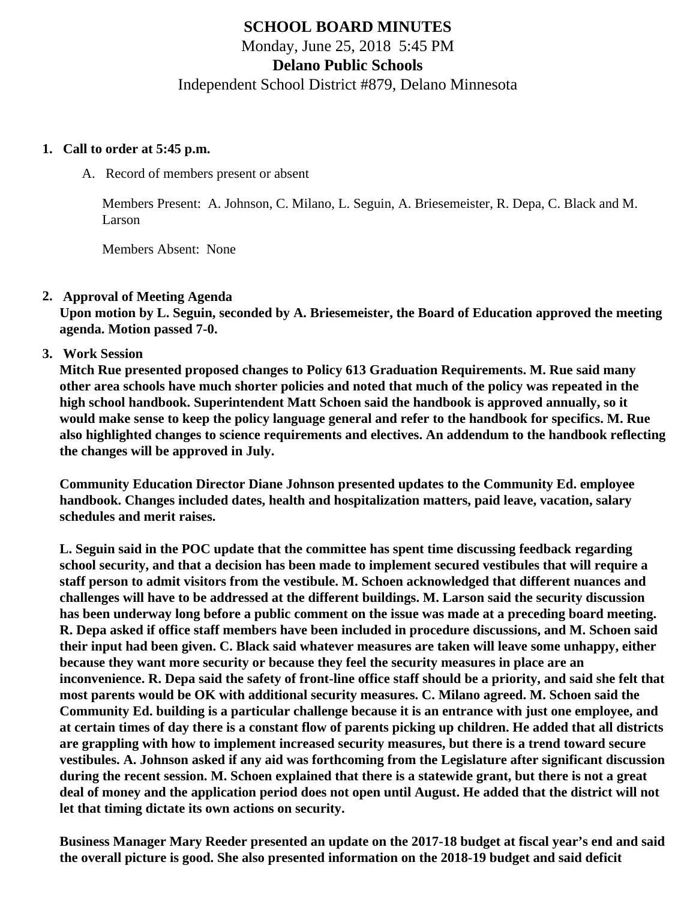# SCHOOL BOARD MINUTES

Monday, June 25, 2018 5:45 PM

**Delano Public Schools**

Independent School District #879, Delano Minnesota

1. **Call to order at 5:45 p.m.**

   A. Record of members present or absent

   Members Present: A. Johnson, C. Milano, L. Seguin, A. Briesemeister, R. Depa, C. Black and M. Larson

   Members Absent: None

2. **Approval of Meeting Agenda**

   **Upon motion by L. Seguin, seconded by A. Briesemeister, the Board of Education approved the meeting agenda. Motion passed 7-0.**

3. **Work Session**

   **Mitch Rue presented proposed changes to Policy 613 Graduation Requirements. M. Rue said many other area schools have much shorter policies and noted that much of the policy was repeated in the high school handbook. Superintendent Matt Schoen said the handbook is approved annually, so it would make sense to keep the policy language general and refer to the handbook for specifics. M. Rue also highlighted changes to science requirements and electives. An addendum to the handbook reflecting the changes will be approved in July.**

   **Community Education Director Diane Johnson presented updates to the Community Ed. employee handbook. Changes included dates, health and hospitalization matters, paid leave, vacation, salary schedules and merit raises.**

   **L. Seguin said in the POC update that the committee has spent time discussing feedback regarding school security, and that a decision has been made to implement secured vestibules that will require a staff person to admit visitors from the vestibule. M. Schoen acknowledged that different nuances and challenges will have to be addressed at the different buildings. M. Larson said the security discussion has been underway long before a public comment on the issue was made at a preceding board meeting. R. Depa asked if office staff members have been included in procedure discussions, and M. Schoen said their input had been given. C. Black said whatever measures are taken will leave some unhappy, either because they want more security or because they feel the security measures in place are an inconvenience. R. Depa said the safety of front-line office staff should be a priority, and said she felt that most parents would be OK with additional security measures. C. Milano agreed. M. Schoen said the Community Ed. building is a particular challenge because it is an entrance with just one employee, and at certain times of day there is a constant flow of parents picking up children. He added that all districts are grappling with how to implement increased security measures, but there is a trend toward secure vestibules. A. Johnson asked if any aid was forthcoming from the Legislature after significant discussion during the recent session. M. Schoen explained that there is a statewide grant, but there is not a great deal of money and the application period does not open until August. He added that the district will not let that timing dictate its own actions on security.**

   **Business Manager Mary Reeder presented an update on the 2017-18 budget at fiscal year's end and said the overall picture is good. She also presented information on the 2018-19 budget and said deficit**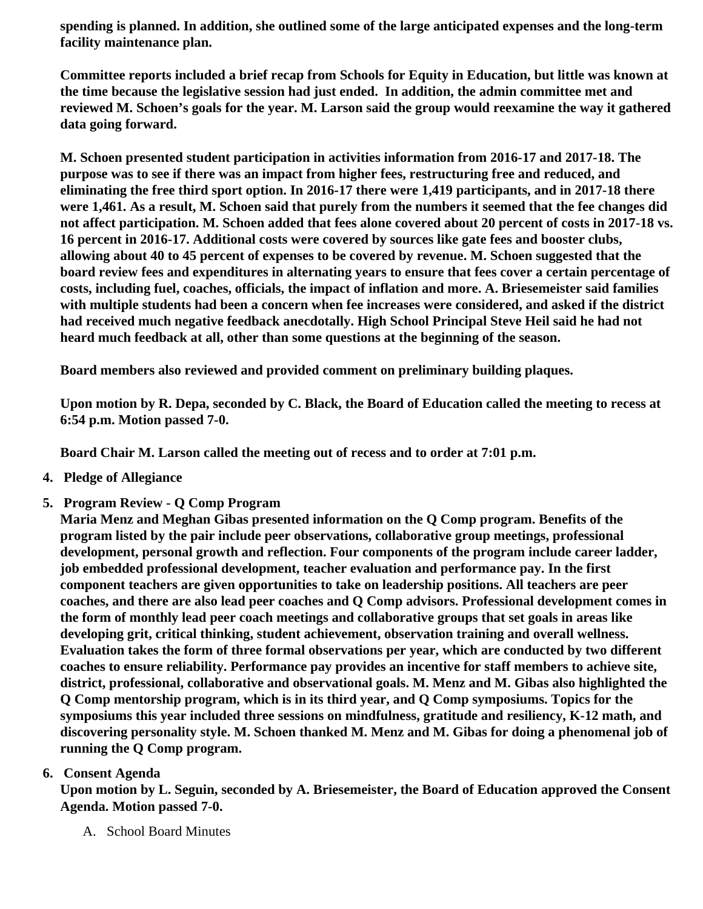**spending is planned. In addition, she outlined some of the large anticipated expenses and the long-term facility maintenance plan.**

**Committee reports included a brief recap from Schools for Equity in Education, but little was known at the time because the legislative session had just ended. In addition, the admin committee met and reviewed M. Schoen's goals for the year. M. Larson said the group would reexamine the way it gathered data going forward.**

**M. Schoen presented student participation in activities information from 2016-17 and 2017-18. The purpose was to see if there was an impact from higher fees, restructuring free and reduced, and eliminating the free third sport option. In 2016-17 there were 1,419 participants, and in 2017-18 there were 1,461. As a result, M. Schoen said that purely from the numbers it seemed that the fee changes did not affect participation. M. Schoen added that fees alone covered about 20 percent of costs in 2017-18 vs. 16 percent in 2016-17. Additional costs were covered by sources like gate fees and booster clubs, allowing about 40 to 45 percent of expenses to be covered by revenue. M. Schoen suggested that the board review fees and expenditures in alternating years to ensure that fees cover a certain percentage of costs, including fuel, coaches, officials, the impact of inflation and more. A. Briesemeister said families with multiple students had been a concern when fee increases were considered, and asked if the district had received much negative feedback anecdotally. High School Principal Steve Heil said he had not heard much feedback at all, other than some questions at the beginning of the season.**

**Board members also reviewed and provided comment on preliminary building plaques.**

**Upon motion by R. Depa, seconded by C. Black, the Board of Education called the meeting to recess at 6:54 p.m. Motion passed 7-0.**

**Board Chair M. Larson called the meeting out of recess and to order at 7:01 p.m.**

4. **Pledge of Allegiance**

5. **Program Review - Q Comp Program**
   **Maria Menz and Meghan Gibas presented information on the Q Comp program. Benefits of the program listed by the pair include peer observations, collaborative group meetings, professional development, personal growth and reflection. Four components of the program include career ladder, job embedded professional development, teacher evaluation and performance pay. In the first component teachers are given opportunities to take on leadership positions. All teachers are peer coaches, and there are also lead peer coaches and Q Comp advisors. Professional development comes in the form of monthly lead peer coach meetings and collaborative groups that set goals in areas like developing grit, critical thinking, student achievement, observation training and overall wellness. Evaluation takes the form of three formal observations per year, which are conducted by two different coaches to ensure reliability. Performance pay provides an incentive for staff members to achieve site, district, professional, collaborative and observational goals. M. Menz and M. Gibas also highlighted the Q Comp mentorship program, which is in its third year, and Q Comp symposiums. Topics for the symposiums this year included three sessions on mindfulness, gratitude and resiliency, K-12 math, and discovering personality style. M. Schoen thanked M. Menz and M. Gibas for doing a phenomenal job of running the Q Comp program.**

6. **Consent Agenda**
   **Upon motion by L. Seguin, seconded by A. Briesemeister, the Board of Education approved the Consent Agenda. Motion passed 7-0.**

   A. School Board Minutes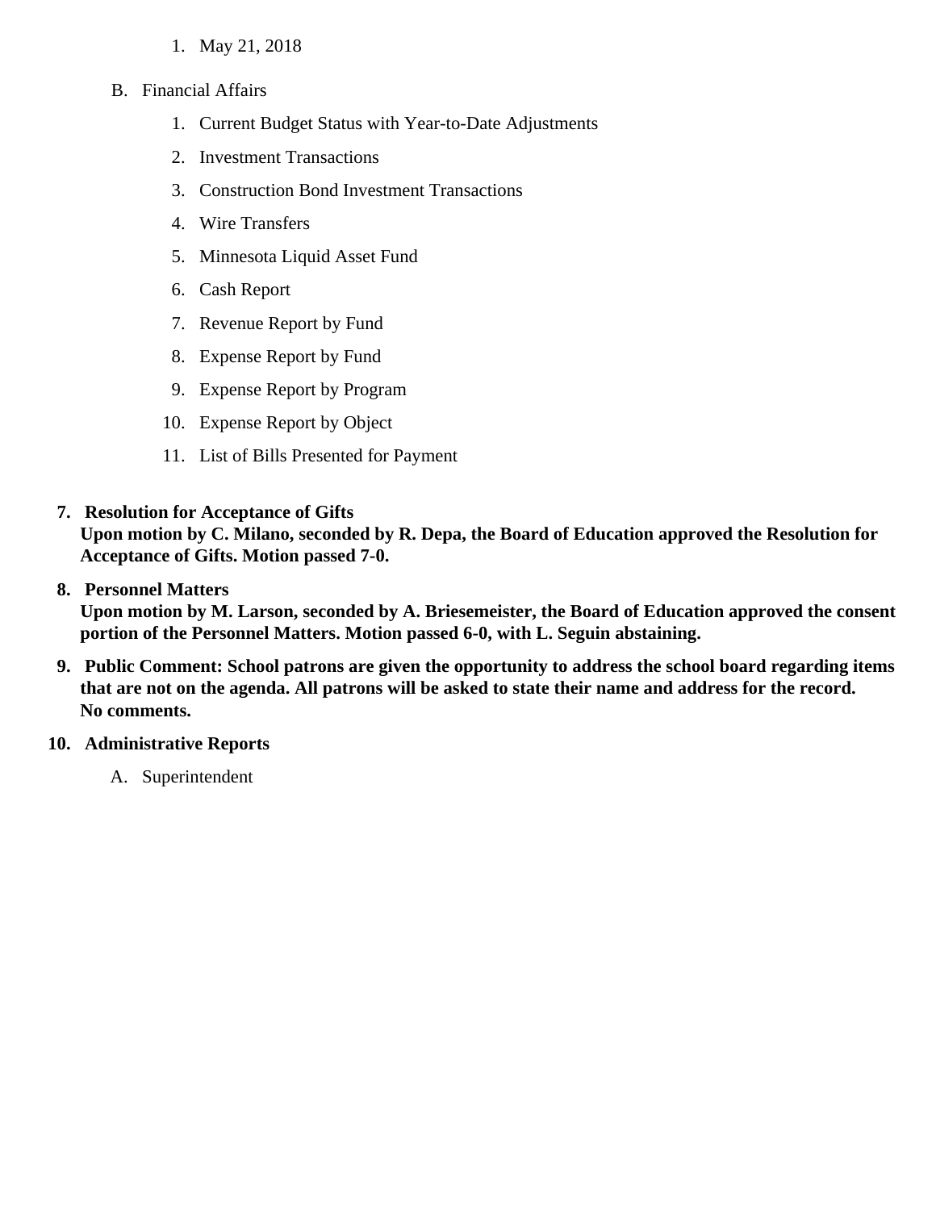1. May 21, 2018

B. Financial Affairs

1. Current Budget Status with Year-to-Date Adjustments
2. Investment Transactions
3. Construction Bond Investment Transactions
4. Wire Transfers
5. Minnesota Liquid Asset Fund
6. Cash Report
7. Revenue Report by Fund
8. Expense Report by Fund
9. Expense Report by Program
10. Expense Report by Object
11. List of Bills Presented for Payment

7. **Resolution for Acceptance of Gifts**
   **Upon motion by C. Milano, seconded by R. Depa, the Board of Education approved the Resolution for Acceptance of Gifts. Motion passed 7-0.**

8. **Personnel Matters**
   **Upon motion by M. Larson, seconded by A. Briesemeister, the Board of Education approved the consent portion of the Personnel Matters. Motion passed 6-0, with L. Seguin abstaining.**

9. **Public Comment: School patrons are given the opportunity to address the school board regarding items that are not on the agenda. All patrons will be asked to state their name and address for the record.**
   **No comments.**

10. **Administrative Reports**

    A. Superintendent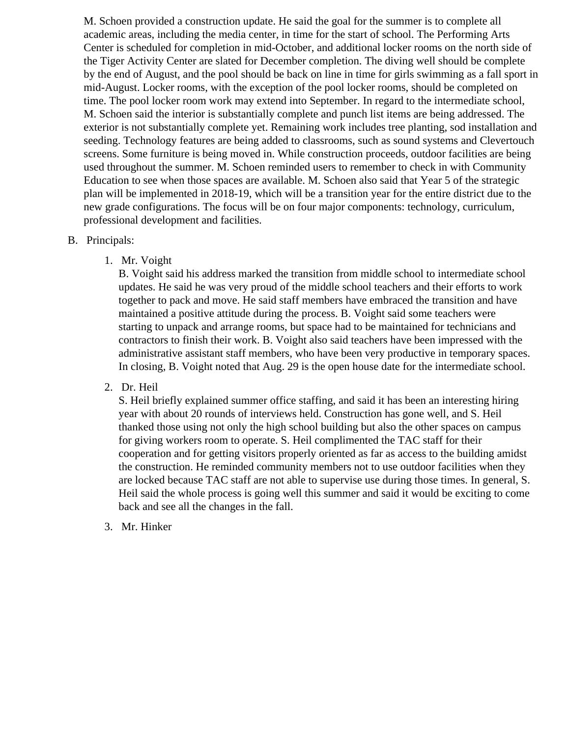M. Schoen provided a construction update. He said the goal for the summer is to complete all academic areas, including the media center, in time for the start of school. The Performing Arts Center is scheduled for completion in mid-October, and additional locker rooms on the north side of the Tiger Activity Center are slated for December completion. The diving well should be complete by the end of August, and the pool should be back on line in time for girls swimming as a fall sport in mid-August. Locker rooms, with the exception of the pool locker rooms, should be completed on time. The pool locker room work may extend into September. In regard to the intermediate school, M. Schoen said the interior is substantially complete and punch list items are being addressed. The exterior is not substantially complete yet. Remaining work includes tree planting, sod installation and seeding. Technology features are being added to classrooms, such as sound systems and Clevertouch screens. Some furniture is being moved in. While construction proceeds, outdoor facilities are being used throughout the summer. M. Schoen reminded users to remember to check in with Community Education to see when those spaces are available. M. Schoen also said that Year 5 of the strategic plan will be implemented in 2018-19, which will be a transition year for the entire district due to the new grade configurations. The focus will be on four major components: technology, curriculum, professional development and facilities.

B. Principals:

1. Mr. Voight
   B. Voight said his address marked the transition from middle school to intermediate school updates. He said he was very proud of the middle school teachers and their efforts to work together to pack and move. He said staff members have embraced the transition and have maintained a positive attitude during the process. B. Voight said some teachers were starting to unpack and arrange rooms, but space had to be maintained for technicians and contractors to finish their work. B. Voight also said teachers have been impressed with the administrative assistant staff members, who have been very productive in temporary spaces. In closing, B. Voight noted that Aug. 29 is the open house date for the intermediate school.

2. Dr. Heil
   S. Heil briefly explained summer office staffing, and said it has been an interesting hiring year with about 20 rounds of interviews held. Construction has gone well, and S. Heil thanked those using not only the high school building but also the other spaces on campus for giving workers room to operate. S. Heil complimented the TAC staff for their cooperation and for getting visitors properly oriented as far as access to the building amidst the construction. He reminded community members not to use outdoor facilities when they are locked because TAC staff are not able to supervise use during those times. In general, S. Heil said the whole process is going well this summer and said it would be exciting to come back and see all the changes in the fall.

3. Mr. Hinker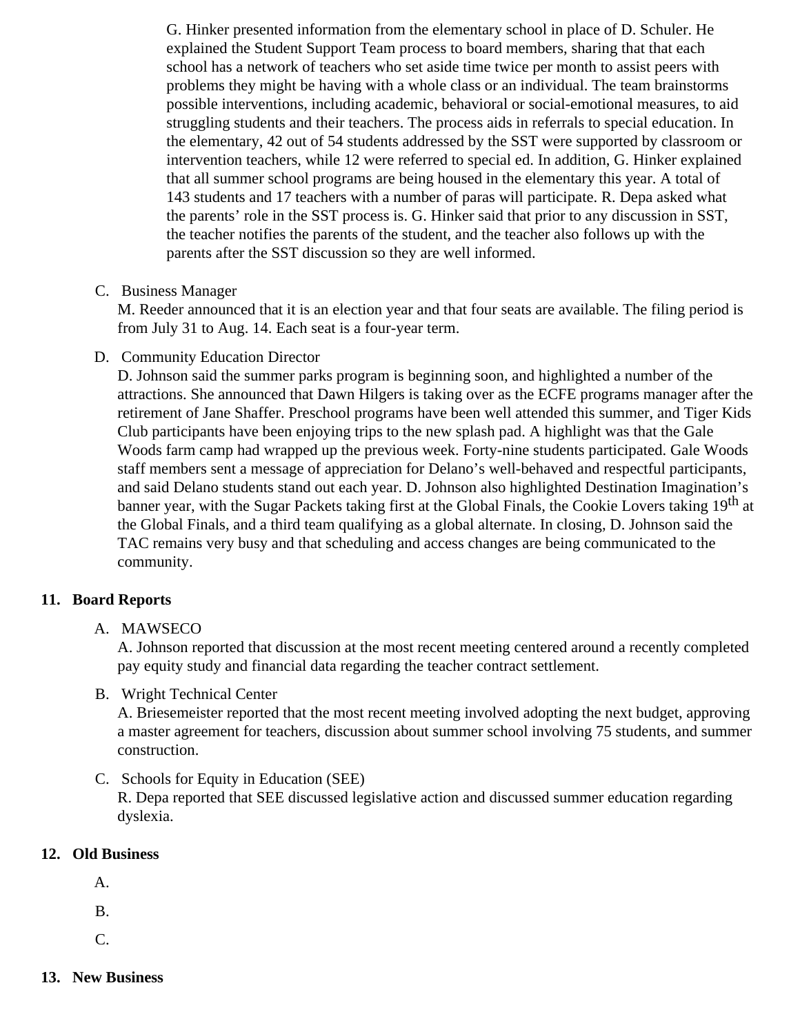G. Hinker presented information from the elementary school in place of D. Schuler. He explained the Student Support Team process to board members, sharing that that each school has a network of teachers who set aside time twice per month to assist peers with problems they might be having with a whole class or an individual. The team brainstorms possible interventions, including academic, behavioral or social-emotional measures, to aid struggling students and their teachers. The process aids in referrals to special education. In the elementary, 42 out of 54 students addressed by the SST were supported by classroom or intervention teachers, while 12 were referred to special ed. In addition, G. Hinker explained that all summer school programs are being housed in the elementary this year. A total of 143 students and 17 teachers with a number of paras will participate. R. Depa asked what the parents' role in the SST process is. G. Hinker said that prior to any discussion in SST, the teacher notifies the parents of the student, and the teacher also follows up with the parents after the SST discussion so they are well informed.

C. Business Manager

M. Reeder announced that it is an election year and that four seats are available. The filing period is from July 31 to Aug. 14. Each seat is a four-year term.

D. Community Education Director

D. Johnson said the summer parks program is beginning soon, and highlighted a number of the attractions. She announced that Dawn Hilgers is taking over as the ECFE programs manager after the retirement of Jane Shaffer. Preschool programs have been well attended this summer, and Tiger Kids Club participants have been enjoying trips to the new splash pad. A highlight was that the Gale Woods farm camp had wrapped up the previous week. Forty-nine students participated. Gale Woods staff members sent a message of appreciation for Delano's well-behaved and respectful participants, and said Delano students stand out each year. D. Johnson also highlighted Destination Imagination's banner year, with the Sugar Packets taking first at the Global Finals, the Cookie Lovers taking 19th at the Global Finals, and a third team qualifying as a global alternate. In closing, D. Johnson said the TAC remains very busy and that scheduling and access changes are being communicated to the community.

## 11. Board Reports

A. MAWSECO

A. Johnson reported that discussion at the most recent meeting centered around a recently completed pay equity study and financial data regarding the teacher contract settlement.

B. Wright Technical Center

A. Briesemeister reported that the most recent meeting involved adopting the next budget, approving a master agreement for teachers, discussion about summer school involving 75 students, and summer construction.

C. Schools for Equity in Education (SEE)

R. Depa reported that SEE discussed legislative action and discussed summer education regarding dyslexia.

## 12. Old Business

A.

B.

C.

## 13. New Business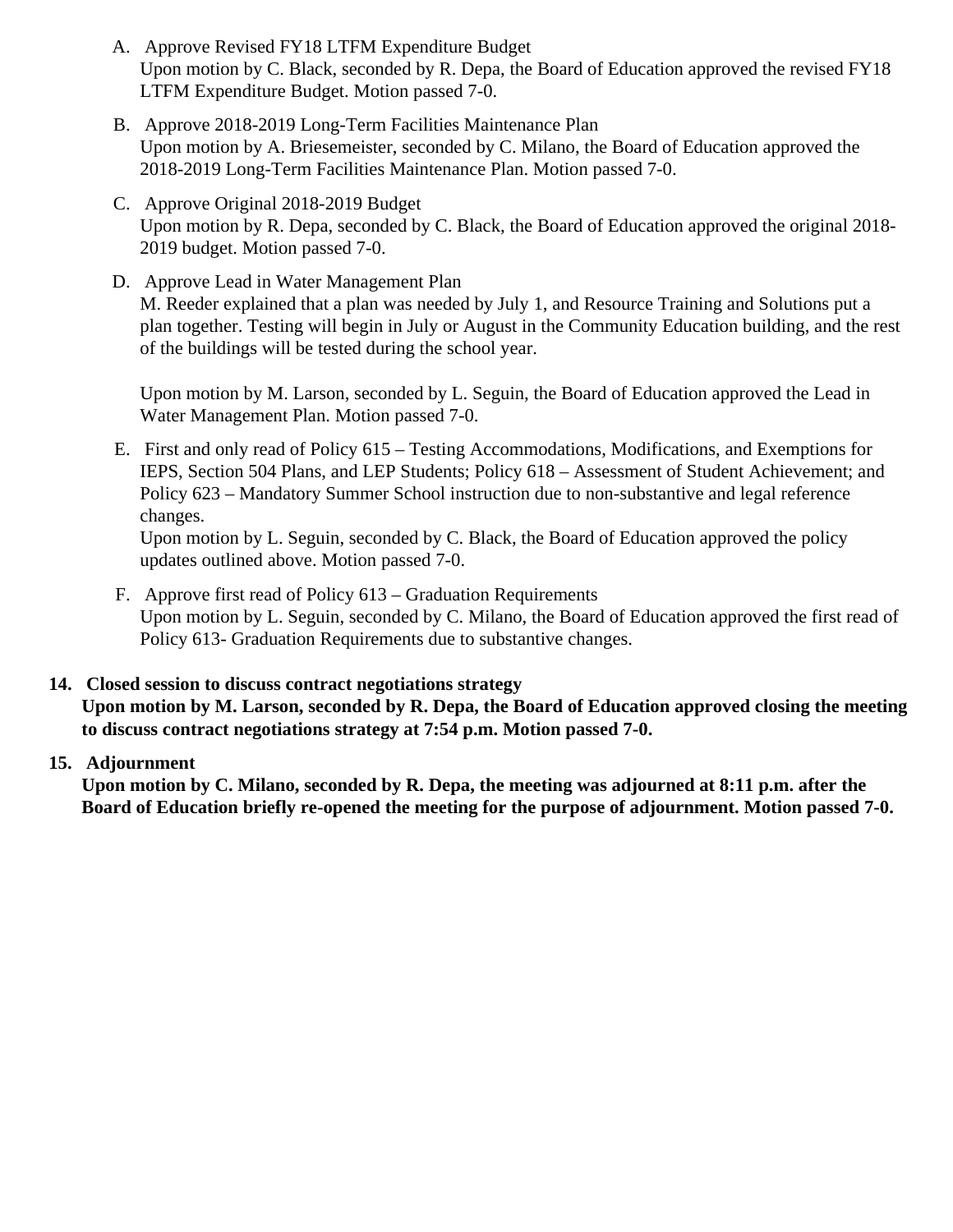A. Approve Revised FY18 LTFM Expenditure Budget
   Upon motion by C. Black, seconded by R. Depa, the Board of Education approved the revised FY18 LTFM Expenditure Budget. Motion passed 7-0.

B. Approve 2018-2019 Long-Term Facilities Maintenance Plan
   Upon motion by A. Briesemeister, seconded by C. Milano, the Board of Education approved the 2018-2019 Long-Term Facilities Maintenance Plan. Motion passed 7-0.

C. Approve Original 2018-2019 Budget
   Upon motion by R. Depa, seconded by C. Black, the Board of Education approved the original 2018-2019 budget. Motion passed 7-0.

D. Approve Lead in Water Management Plan
   M. Reeder explained that a plan was needed by July 1, and Resource Training and Solutions put a plan together. Testing will begin in July or August in the Community Education building, and the rest of the buildings will be tested during the school year.

   Upon motion by M. Larson, seconded by L. Seguin, the Board of Education approved the Lead in Water Management Plan. Motion passed 7-0.

E. First and only read of Policy 615 – Testing Accommodations, Modifications, and Exemptions for IEPS, Section 504 Plans, and LEP Students; Policy 618 – Assessment of Student Achievement; and Policy 623 – Mandatory Summer School instruction due to non-substantive and legal reference changes.
   Upon motion by L. Seguin, seconded by C. Black, the Board of Education approved the policy updates outlined above. Motion passed 7-0.

F. Approve first read of Policy 613 – Graduation Requirements
   Upon motion by L. Seguin, seconded by C. Milano, the Board of Education approved the first read of Policy 613- Graduation Requirements due to substantive changes.

**14. Closed session to discuss contract negotiations strategy**
**Upon motion by M. Larson, seconded by R. Depa, the Board of Education approved closing the meeting to discuss contract negotiations strategy at 7:54 p.m. Motion passed 7-0.**

**15. Adjournment**
**Upon motion by C. Milano, seconded by R. Depa, the meeting was adjourned at 8:11 p.m. after the Board of Education briefly re-opened the meeting for the purpose of adjournment. Motion passed 7-0.**